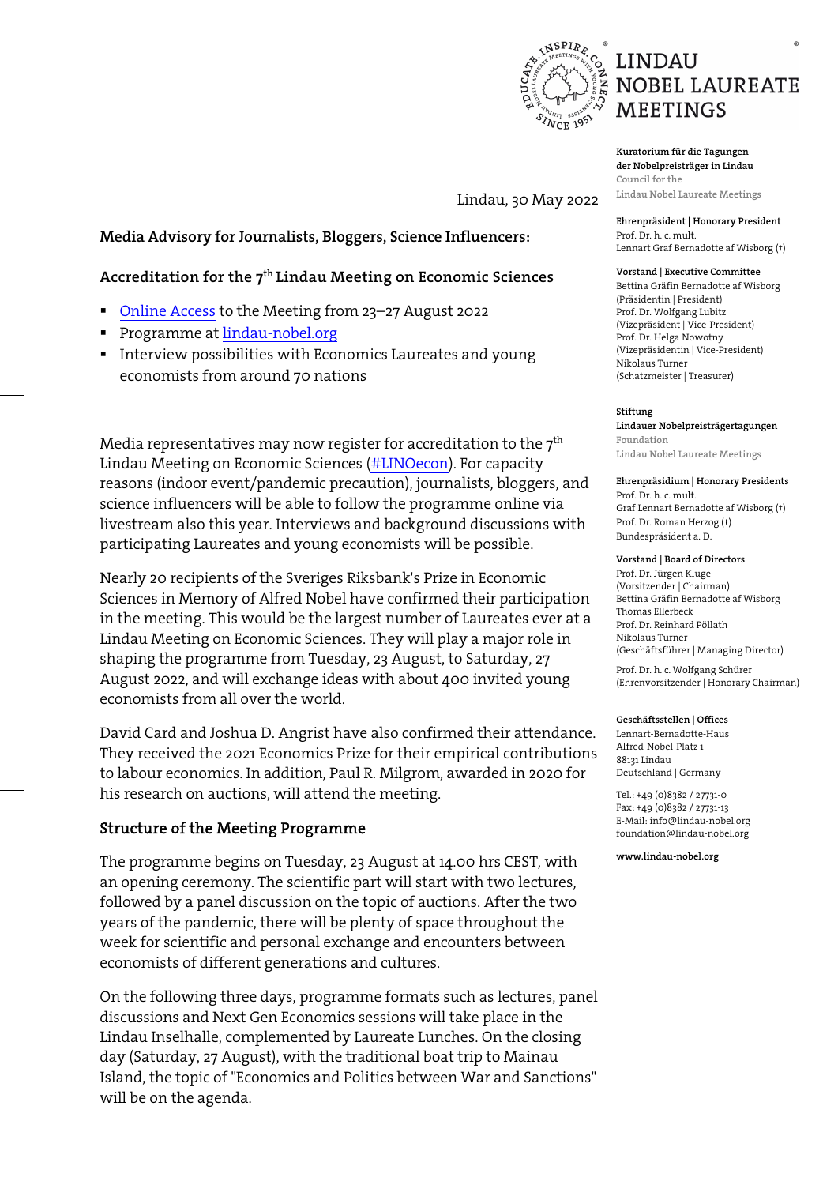LINDAU NOBEL LAUREATE MEETINGS

Lindau, 30 May 2022

**Media Advisory for Journalists, Bloggers, Science Influencers:**

**Accreditation for the 7th Lindau Meeting on Economic Sciences**

- Online Access to the Meeting from 23–27 August 2022
- Programme at lindau-nobel.org
- Interview possibilities with Economics Laureates and young economists from around 70 nations

Media representatives may now register for accreditation to the 7th Lindau Meeting on Economic Sciences (#LINOecon). For capacity reasons (indoor event/pandemic precaution), journalists, bloggers, and science influencers will be able to follow the programme online via livestream also this year. Interviews and background discussions with participating Laureates and young economists will be possible.

Nearly 20 recipients of the Sveriges Riksbank's Prize in Economic Sciences in Memory of Alfred Nobel have confirmed their participation in the meeting. This would be the largest number of Laureates ever at a Lindau Meeting on Economic Sciences. They will play a major role in shaping the programme from Tuesday, 23 August, to Saturday, 27 August 2022, and will exchange ideas with about 400 invited young economists from all over the world.

David Card and Joshua D. Angrist have also confirmed their attendance. They received the 2021 Economics Prize for their empirical contributions to labour economics. In addition, Paul R. Milgrom, awarded in 2020 for his research on auctions, will attend the meeting.

## Structure of the Meeting Programme

The programme begins on Tuesday, 23 August at 14.00 hrs CEST, with an opening ceremony. The scientific part will start with two lectures, followed by a panel discussion on the topic of auctions. After the two years of the pandemic, there will be plenty of space throughout the week for scientific and personal exchange and encounters between economists of different generations and cultures.

On the following three days, programme formats such as lectures, panel discussions and Next Gen Economics sessions will take place in the Lindau Inselhalle, complemented by Laureate Lunches. On the closing day (Saturday, 27 August), with the traditional boat trip to Mainau Island, the topic of "Economics and Politics between War and Sanctions" will be on the agenda.

---

**Kuratorium für die Tagungen der Nobelpreisträger in Lindau**
Council for the Lindau Nobel Laureate Meetings

**Ehrenpräsident | Honorary President**
Prof. Dr. h. c. mult.
Lennart Graf Bernadotte af Wisborg (†)

**Vorstand | Executive Committee**
Bettina Gräfin Bernadotte af Wisborg (Präsidentin | President)
Prof. Dr. Wolfgang Lubitz (Vizepräsident | Vice-President)
Prof. Dr. Helga Nowotny (Vizepräsidentin | Vice-President)
Nikolaus Turner (Schatzmeister | Treasurer)

**Stiftung Lindauer Nobelpreisträgertagungen**
Foundation Lindau Nobel Laureate Meetings

**Ehrenpräsidium | Honorary Presidents**
Prof. Dr. h. c. mult.
Graf Lennart Bernadotte af Wisborg (†)
Prof. Dr. Roman Herzog (†)
Bundespräsident a. D.

**Vorstand | Board of Directors**
Prof. Dr. Jürgen Kluge (Vorsitzender | Chairman)
Bettina Gräfin Bernadotte af Wisborg
Thomas Ellerbeck
Prof. Dr. Reinhard Pöllath
Nikolaus Turner (Geschäftsführer | Managing Director)

Prof. Dr. h. c. Wolfgang Schürer (Ehrenvorsitzender | Honorary Chairman)

**Geschäftsstellen | Offices**
Lennart-Bernadotte-Haus
Alfred-Nobel-Platz 1
88131 Lindau
Deutschland | Germany

Tel.: +49 (0)8382 / 27731-0
Fax: +49 (0)8382 / 27731-13
E-Mail: info@lindau-nobel.org
foundation@lindau-nobel.org

**www.lindau-nobel.org**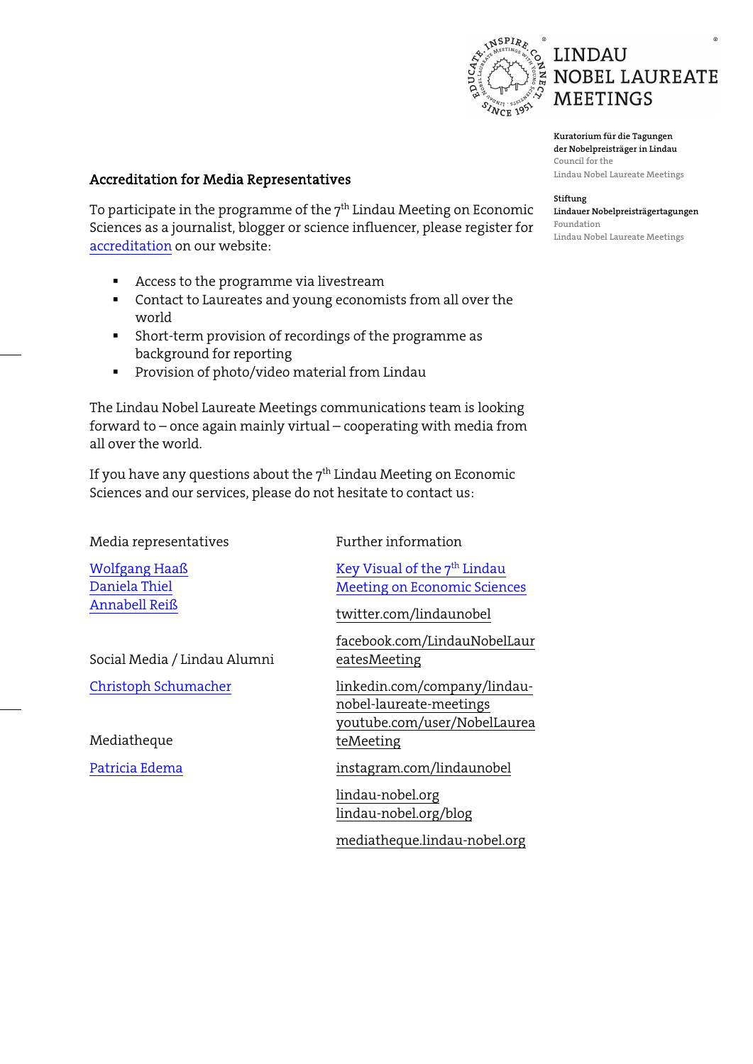LINDAU NOBEL LAUREATE MEETINGS

Kuratorium für die Tagungen der Nobelpreisträger in Lindau
Council for the Lindau Nobel Laureate Meetings

Stiftung Lindauer Nobelpreisträgertagungen
Foundation Lindau Nobel Laureate Meetings

## Accreditation for Media Representatives

To participate in the programme of the 7th Lindau Meeting on Economic Sciences as a journalist, blogger or science influencer, please register for accreditation on our website:

- Access to the programme via livestream
- Contact to Laureates and young economists from all over the world
- Short-term provision of recordings of the programme as background for reporting
- Provision of photo/video material from Lindau

The Lindau Nobel Laureate Meetings communications team is looking forward to – once again mainly virtual – cooperating with media from all over the world.

If you have any questions about the 7th Lindau Meeting on Economic Sciences and our services, please do not hesitate to contact us:

Media representatives

Wolfgang Haaß
Daniela Thiel
Annabell Reiß

Social Media / Lindau Alumni

Christoph Schumacher

Mediatheque

Patricia Edema

Further information

Key Visual of the 7th Lindau Meeting on Economic Sciences

twitter.com/lindaunobel

facebook.com/LindauNobelLaureatesMeeting

linkedin.com/company/lindau-nobel-laureate-meetings
youtube.com/user/NobelLaureateMeeting

instagram.com/lindaunobel

lindau-nobel.org
lindau-nobel.org/blog

mediatheque.lindau-nobel.org